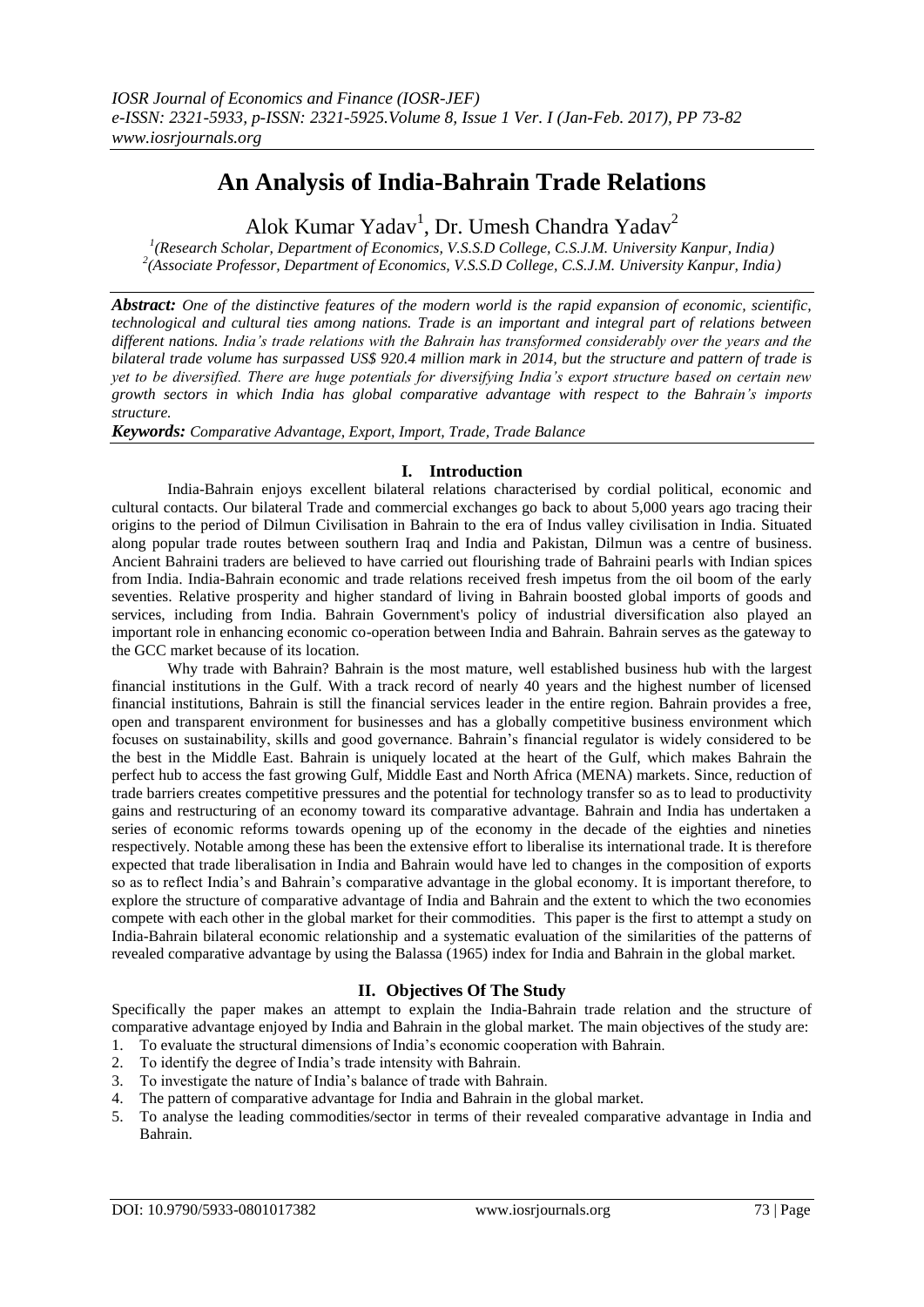# An Analysis of India-Bahrain Trade Relations

Alok Kumar Yadav[1], Dr. Umesh Chandra Yadav[2]

[1](Research Scholar, Department of Economics, V.S.S.D College, C.S.J.M. University Kanpur, India)
[2](Associate Professor, Department of Economics, V.S.S.D College, C.S.J.M. University Kanpur, India)

***Abstract:*** *One of the distinctive features of the modern world is the rapid expansion of economic, scientific, technological and cultural ties among nations. Trade is an important and integral part of relations between different nations. India's trade relations with the Bahrain has transformed considerably over the years and the bilateral trade volume has surpassed US$ 920.4 million mark in 2014, but the structure and pattern of trade is yet to be diversified. There are huge potentials for diversifying India's export structure based on certain new growth sectors in which India has global comparative advantage with respect to the Bahrain's imports structure.*

***Keywords:*** *Comparative Advantage, Export, Import, Trade, Trade Balance*

## I. Introduction

India-Bahrain enjoys excellent bilateral relations characterised by cordial political, economic and cultural contacts. Our bilateral Trade and commercial exchanges go back to about 5,000 years ago tracing their origins to the period of Dilmun Civilisation in Bahrain to the era of Indus valley civilisation in India. Situated along popular trade routes between southern Iraq and India and Pakistan, Dilmun was a centre of business. Ancient Bahraini traders are believed to have carried out flourishing trade of Bahraini pearls with Indian spices from India. India-Bahrain economic and trade relations received fresh impetus from the oil boom of the early seventies. Relative prosperity and higher standard of living in Bahrain boosted global imports of goods and services, including from India. Bahrain Government's policy of industrial diversification also played an important role in enhancing economic co-operation between India and Bahrain. Bahrain serves as the gateway to the GCC market because of its location.

Why trade with Bahrain? Bahrain is the most mature, well established business hub with the largest financial institutions in the Gulf. With a track record of nearly 40 years and the highest number of licensed financial institutions, Bahrain is still the financial services leader in the entire region. Bahrain provides a free, open and transparent environment for businesses and has a globally competitive business environment which focuses on sustainability, skills and good governance. Bahrain's financial regulator is widely considered to be the best in the Middle East. Bahrain is uniquely located at the heart of the Gulf, which makes Bahrain the perfect hub to access the fast growing Gulf, Middle East and North Africa (MENA) markets. Since, reduction of trade barriers creates competitive pressures and the potential for technology transfer so as to lead to productivity gains and restructuring of an economy toward its comparative advantage. Bahrain and India has undertaken a series of economic reforms towards opening up of the economy in the decade of the eighties and nineties respectively. Notable among these has been the extensive effort to liberalise its international trade. It is therefore expected that trade liberalisation in India and Bahrain would have led to changes in the composition of exports so as to reflect India's and Bahrain's comparative advantage in the global economy. It is important therefore, to explore the structure of comparative advantage of India and Bahrain and the extent to which the two economies compete with each other in the global market for their commodities. This paper is the first to attempt a study on India-Bahrain bilateral economic relationship and a systematic evaluation of the similarities of the patterns of revealed comparative advantage by using the Balassa (1965) index for India and Bahrain in the global market.

## II. Objectives Of The Study

Specifically the paper makes an attempt to explain the India-Bahrain trade relation and the structure of comparative advantage enjoyed by India and Bahrain in the global market. The main objectives of the study are:

1. To evaluate the structural dimensions of India's economic cooperation with Bahrain.
2. To identify the degree of India's trade intensity with Bahrain.
3. To investigate the nature of India's balance of trade with Bahrain.
4. The pattern of comparative advantage for India and Bahrain in the global market.
5. To analyse the leading commodities/sector in terms of their revealed comparative advantage in India and Bahrain.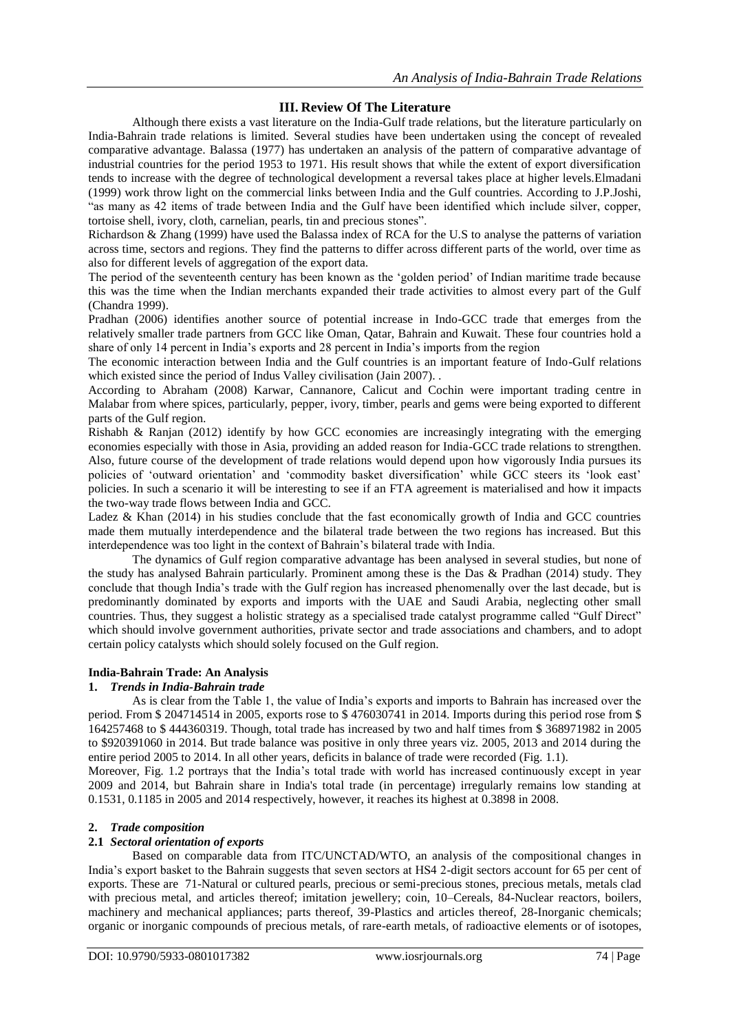## III. Review Of The Literature

Although there exists a vast literature on the India-Gulf trade relations, but the literature particularly on India-Bahrain trade relations is limited. Several studies have been undertaken using the concept of revealed comparative advantage. Balassa (1977) has undertaken an analysis of the pattern of comparative advantage of industrial countries for the period 1953 to 1971. His result shows that while the extent of export diversification tends to increase with the degree of technological development a reversal takes place at higher levels.Elmadani (1999) work throw light on the commercial links between India and the Gulf countries. According to J.P.Joshi, "as many as 42 items of trade between India and the Gulf have been identified which include silver, copper, tortoise shell, ivory, cloth, carnelian, pearls, tin and precious stones".

Richardson & Zhang (1999) have used the Balassa index of RCA for the U.S to analyse the patterns of variation across time, sectors and regions. They find the patterns to differ across different parts of the world, over time as also for different levels of aggregation of the export data.

The period of the seventeenth century has been known as the 'golden period' of Indian maritime trade because this was the time when the Indian merchants expanded their trade activities to almost every part of the Gulf (Chandra 1999).

Pradhan (2006) identifies another source of potential increase in Indo-GCC trade that emerges from the relatively smaller trade partners from GCC like Oman, Qatar, Bahrain and Kuwait. These four countries hold a share of only 14 percent in India's exports and 28 percent in India's imports from the region

The economic interaction between India and the Gulf countries is an important feature of Indo-Gulf relations which existed since the period of Indus Valley civilisation (Jain 2007). .

According to Abraham (2008) Karwar, Cannanore, Calicut and Cochin were important trading centre in Malabar from where spices, particularly, pepper, ivory, timber, pearls and gems were being exported to different parts of the Gulf region.

Rishabh & Ranjan (2012) identify by how GCC economies are increasingly integrating with the emerging economies especially with those in Asia, providing an added reason for India-GCC trade relations to strengthen. Also, future course of the development of trade relations would depend upon how vigorously India pursues its policies of 'outward orientation' and 'commodity basket diversification' while GCC steers its 'look east' policies. In such a scenario it will be interesting to see if an FTA agreement is materialised and how it impacts the two-way trade flows between India and GCC.

Ladez & Khan (2014) in his studies conclude that the fast economically growth of India and GCC countries made them mutually interdependence and the bilateral trade between the two regions has increased. But this interdependence was too light in the context of Bahrain's bilateral trade with India.

The dynamics of Gulf region comparative advantage has been analysed in several studies, but none of the study has analysed Bahrain particularly. Prominent among these is the Das & Pradhan (2014) study. They conclude that though India's trade with the Gulf region has increased phenomenally over the last decade, but is predominantly dominated by exports and imports with the UAE and Saudi Arabia, neglecting other small countries. Thus, they suggest a holistic strategy as a specialised trade catalyst programme called "Gulf Direct" which should involve government authorities, private sector and trade associations and chambers, and to adopt certain policy catalysts which should solely focused on the Gulf region.

### India-Bahrain Trade: An Analysis

#### 1. *Trends in India-Bahrain trade*

As is clear from the Table 1, the value of India's exports and imports to Bahrain has increased over the period. From $ 204714514 in 2005, exports rose to $ 476030741 in 2014. Imports during this period rose from $ 164257468 to $ 444360319. Though, total trade has increased by two and half times from $ 368971982 in 2005 to $920391060 in 2014. But trade balance was positive in only three years viz. 2005, 2013 and 2014 during the entire period 2005 to 2014. In all other years, deficits in balance of trade were recorded (Fig. 1.1).

Moreover, Fig. 1.2 portrays that the India's total trade with world has increased continuously except in year 2009 and 2014, but Bahrain share in India's total trade (in percentage) irregularly remains low standing at 0.1531, 0.1185 in 2005 and 2014 respectively, however, it reaches its highest at 0.3898 in 2008.

#### 2. *Trade composition*

#### 2.1 *Sectoral orientation of exports*

Based on comparable data from ITC/UNCTAD/WTO, an analysis of the compositional changes in India's export basket to the Bahrain suggests that seven sectors at HS4 2-digit sectors account for 65 per cent of exports. These are 71-Natural or cultured pearls, precious or semi-precious stones, precious metals, metals clad with precious metal, and articles thereof; imitation jewellery; coin, 10–Cereals, 84-Nuclear reactors, boilers, machinery and mechanical appliances; parts thereof, 39-Plastics and articles thereof, 28-Inorganic chemicals; organic or inorganic compounds of precious metals, of rare-earth metals, of radioactive elements or of isotopes,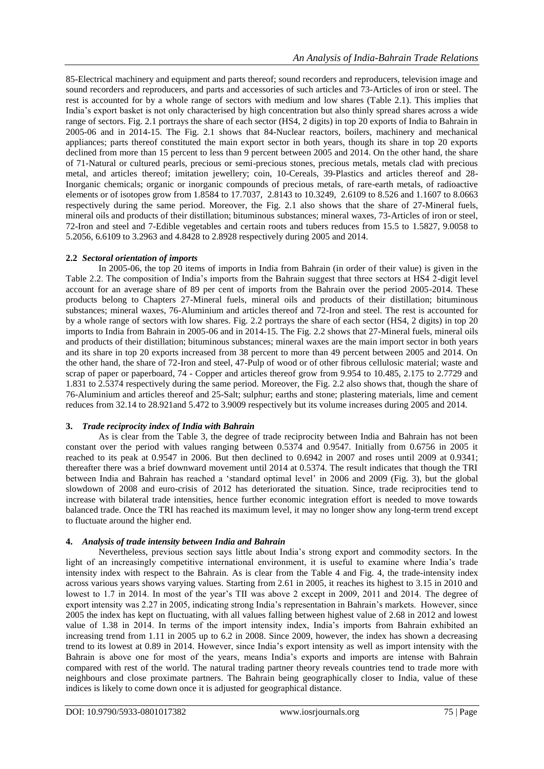85-Electrical machinery and equipment and parts thereof; sound recorders and reproducers, television image and sound recorders and reproducers, and parts and accessories of such articles and 73-Articles of iron or steel. The rest is accounted for by a whole range of sectors with medium and low shares (Table 2.1). This implies that India's export basket is not only characterised by high concentration but also thinly spread shares across a wide range of sectors. Fig. 2.1 portrays the share of each sector (HS4, 2 digits) in top 20 exports of India to Bahrain in 2005-06 and in 2014-15. The Fig. 2.1 shows that 84-Nuclear reactors, boilers, machinery and mechanical appliances; parts thereof constituted the main export sector in both years, though its share in top 20 exports declined from more than 15 percent to less than 9 percent between 2005 and 2014. On the other hand, the share of 71-Natural or cultured pearls, precious or semi-precious stones, precious metals, metals clad with precious metal, and articles thereof; imitation jewellery; coin, 10-Cereals, 39-Plastics and articles thereof and 28-Inorganic chemicals; organic or inorganic compounds of precious metals, of rare-earth metals, of radioactive elements or of isotopes grow from 1.8584 to 17.7037, 2.8143 to 10.3249, 2.6109 to 8.526 and 1.1607 to 8.0663 respectively during the same period. Moreover, the Fig. 2.1 also shows that the share of 27-Mineral fuels, mineral oils and products of their distillation; bituminous substances; mineral waxes, 73-Articles of iron or steel, 72-Iron and steel and 7-Edible vegetables and certain roots and tubers reduces from 15.5 to 1.5827, 9.0058 to 5.2056, 6.6109 to 3.2963 and 4.8428 to 2.8928 respectively during 2005 and 2014.

### 2.2 *Sectoral orientation of imports*

In 2005-06, the top 20 items of imports in India from Bahrain (in order of their value) is given in the Table 2.2. The composition of India's imports from the Bahrain suggest that three sectors at HS4 2-digit level account for an average share of 89 per cent of imports from the Bahrain over the period 2005-2014. These products belong to Chapters 27-Mineral fuels, mineral oils and products of their distillation; bituminous substances; mineral waxes, 76-Aluminium and articles thereof and 72-Iron and steel. The rest is accounted for by a whole range of sectors with low shares. Fig. 2.2 portrays the share of each sector (HS4, 2 digits) in top 20 imports to India from Bahrain in 2005-06 and in 2014-15. The Fig. 2.2 shows that 27-Mineral fuels, mineral oils and products of their distillation; bituminous substances; mineral waxes are the main import sector in both years and its share in top 20 exports increased from 38 percent to more than 49 percent between 2005 and 2014. On the other hand, the share of 72-Iron and steel, 47-Pulp of wood or of other fibrous cellulosic material; waste and scrap of paper or paperboard, 74 - Copper and articles thereof grow from 9.954 to 10.485, 2.175 to 2.7729 and 1.831 to 2.5374 respectively during the same period. Moreover, the Fig. 2.2 also shows that, though the share of 76-Aluminium and articles thereof and 25-Salt; sulphur; earths and stone; plastering materials, lime and cement reduces from 32.14 to 28.921and 5.472 to 3.9009 respectively but its volume increases during 2005 and 2014.

## 3. *Trade reciprocity index of India with Bahrain*

As is clear from the Table 3, the degree of trade reciprocity between India and Bahrain has not been constant over the period with values ranging between 0.5374 and 0.9547. Initially from 0.6756 in 2005 it reached to its peak at 0.9547 in 2006. But then declined to 0.6942 in 2007 and roses until 2009 at 0.9341; thereafter there was a brief downward movement until 2014 at 0.5374. The result indicates that though the TRI between India and Bahrain has reached a 'standard optimal level' in 2006 and 2009 (Fig. 3), but the global slowdown of 2008 and euro-crisis of 2012 has deteriorated the situation. Since, trade reciprocities tend to increase with bilateral trade intensities, hence further economic integration effort is needed to move towards balanced trade. Once the TRI has reached its maximum level, it may no longer show any long-term trend except to fluctuate around the higher end.

## 4. *Analysis of trade intensity between India and Bahrain*

Nevertheless, previous section says little about India's strong export and commodity sectors. In the light of an increasingly competitive international environment, it is useful to examine where India's trade intensity index with respect to the Bahrain. As is clear from the Table 4 and Fig. 4, the trade-intensity index across various years shows varying values. Starting from 2.61 in 2005, it reaches its highest to 3.15 in 2010 and lowest to 1.7 in 2014. In most of the year's TII was above 2 except in 2009, 2011 and 2014. The degree of export intensity was 2.27 in 2005, indicating strong India's representation in Bahrain's markets. However, since 2005 the index has kept on fluctuating, with all values falling between highest value of 2.68 in 2012 and lowest value of 1.38 in 2014. In terms of the import intensity index, India's imports from Bahrain exhibited an increasing trend from 1.11 in 2005 up to 6.2 in 2008. Since 2009, however, the index has shown a decreasing trend to its lowest at 0.89 in 2014. However, since India's export intensity as well as import intensity with the Bahrain is above one for most of the years, means India's exports and imports are intense with Bahrain compared with rest of the world. The natural trading partner theory reveals countries tend to trade more with neighbours and close proximate partners. The Bahrain being geographically closer to India, value of these indices is likely to come down once it is adjusted for geographical distance.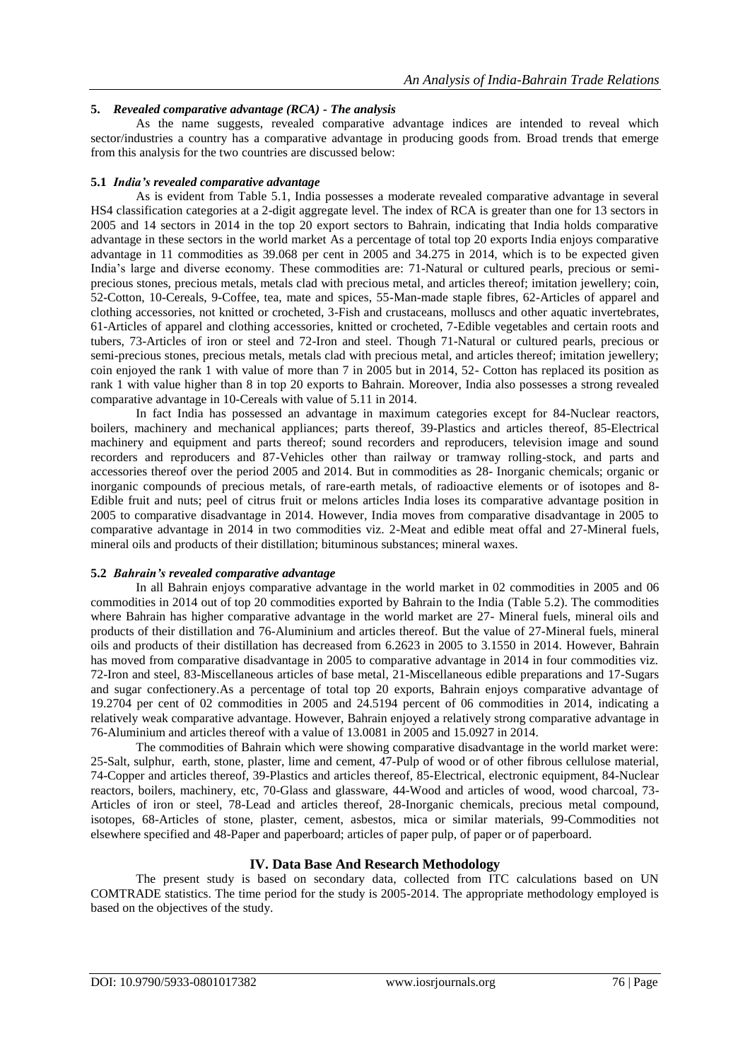## 5. *Revealed comparative advantage (RCA) - The analysis*

As the name suggests, revealed comparative advantage indices are intended to reveal which sector/industries a country has a comparative advantage in producing goods from. Broad trends that emerge from this analysis for the two countries are discussed below:

### 5.1 *India's revealed comparative advantage*

As is evident from Table 5.1, India possesses a moderate revealed comparative advantage in several HS4 classification categories at a 2-digit aggregate level. The index of RCA is greater than one for 13 sectors in 2005 and 14 sectors in 2014 in the top 20 export sectors to Bahrain, indicating that India holds comparative advantage in these sectors in the world market As a percentage of total top 20 exports India enjoys comparative advantage in 11 commodities as 39.068 per cent in 2005 and 34.275 in 2014, which is to be expected given India's large and diverse economy. These commodities are: 71-Natural or cultured pearls, precious or semi-precious stones, precious metals, metals clad with precious metal, and articles thereof; imitation jewellery; coin, 52-Cotton, 10-Cereals, 9-Coffee, tea, mate and spices, 55-Man-made staple fibres, 62-Articles of apparel and clothing accessories, not knitted or crocheted, 3-Fish and crustaceans, molluscs and other aquatic invertebrates, 61-Articles of apparel and clothing accessories, knitted or crocheted, 7-Edible vegetables and certain roots and tubers, 73-Articles of iron or steel and 72-Iron and steel. Though 71-Natural or cultured pearls, precious or semi-precious stones, precious metals, metals clad with precious metal, and articles thereof; imitation jewellery; coin enjoyed the rank 1 with value of more than 7 in 2005 but in 2014, 52- Cotton has replaced its position as rank 1 with value higher than 8 in top 20 exports to Bahrain. Moreover, India also possesses a strong revealed comparative advantage in 10-Cereals with value of 5.11 in 2014.

In fact India has possessed an advantage in maximum categories except for 84-Nuclear reactors, boilers, machinery and mechanical appliances; parts thereof, 39-Plastics and articles thereof, 85-Electrical machinery and equipment and parts thereof; sound recorders and reproducers, television image and sound recorders and reproducers and 87-Vehicles other than railway or tramway rolling-stock, and parts and accessories thereof over the period 2005 and 2014. But in commodities as 28- Inorganic chemicals; organic or inorganic compounds of precious metals, of rare-earth metals, of radioactive elements or of isotopes and 8-Edible fruit and nuts; peel of citrus fruit or melons articles India loses its comparative advantage position in 2005 to comparative disadvantage in 2014. However, India moves from comparative disadvantage in 2005 to comparative advantage in 2014 in two commodities viz. 2-Meat and edible meat offal and 27-Mineral fuels, mineral oils and products of their distillation; bituminous substances; mineral waxes.

### 5.2 *Bahrain's revealed comparative advantage*

In all Bahrain enjoys comparative advantage in the world market in 02 commodities in 2005 and 06 commodities in 2014 out of top 20 commodities exported by Bahrain to the India (Table 5.2). The commodities where Bahrain has higher comparative advantage in the world market are 27- Mineral fuels, mineral oils and products of their distillation and 76-Aluminium and articles thereof. But the value of 27-Mineral fuels, mineral oils and products of their distillation has decreased from 6.2623 in 2005 to 3.1550 in 2014. However, Bahrain has moved from comparative disadvantage in 2005 to comparative advantage in 2014 in four commodities viz. 72-Iron and steel, 83-Miscellaneous articles of base metal, 21-Miscellaneous edible preparations and 17-Sugars and sugar confectionery.As a percentage of total top 20 exports, Bahrain enjoys comparative advantage of 19.2704 per cent of 02 commodities in 2005 and 24.5194 percent of 06 commodities in 2014, indicating a relatively weak comparative advantage. However, Bahrain enjoyed a relatively strong comparative advantage in 76-Aluminium and articles thereof with a value of 13.0081 in 2005 and 15.0927 in 2014.

The commodities of Bahrain which were showing comparative disadvantage in the world market were: 25-Salt, sulphur, earth, stone, plaster, lime and cement, 47-Pulp of wood or of other fibrous cellulose material, 74-Copper and articles thereof, 39-Plastics and articles thereof, 85-Electrical, electronic equipment, 84-Nuclear reactors, boilers, machinery, etc, 70-Glass and glassware, 44-Wood and articles of wood, wood charcoal, 73-Articles of iron or steel, 78-Lead and articles thereof, 28-Inorganic chemicals, precious metal compound, isotopes, 68-Articles of stone, plaster, cement, asbestos, mica or similar materials, 99-Commodities not elsewhere specified and 48-Paper and paperboard; articles of paper pulp, of paper or of paperboard.

## IV. Data Base And Research Methodology

The present study is based on secondary data, collected from ITC calculations based on UN COMTRADE statistics. The time period for the study is 2005-2014. The appropriate methodology employed is based on the objectives of the study.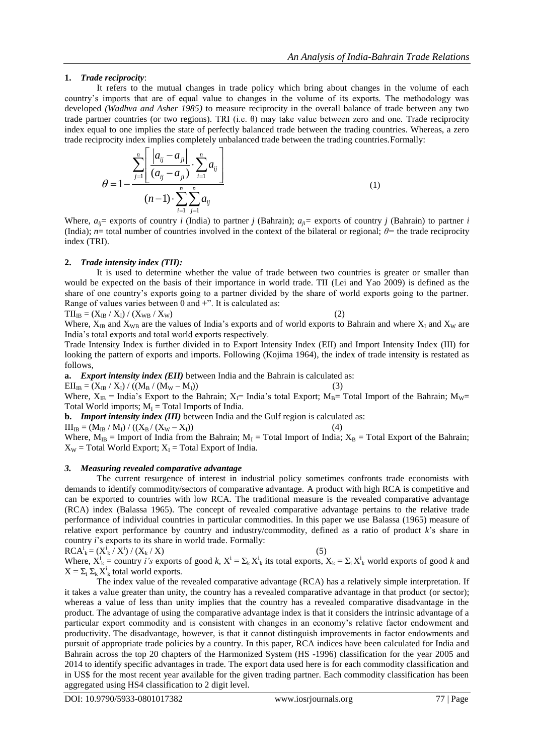**1.** ***Trade reciprocity***:

It refers to the mutual changes in trade policy which bring about changes in the volume of each country's imports that are of equal value to changes in the volume of its exports. The methodology was developed *(Wadhva and Asher 1985)* to measure reciprocity in the overall balance of trade between any two trade partner countries (or two regions). TRI (i.e. θ) may take value between zero and one. Trade reciprocity index equal to one implies the state of perfectly balanced trade between the trading countries. Whereas, a zero trade reciprocity index implies completely unbalanced trade between the trading countries.Formally:

$$\theta = 1 - \frac{\sum_{j=1}^{n}\left[\frac{|a_{ij} - a_{ji}|}{(a_{ij} - a_{ji})} \cdot \sum_{i=1}^{n} a_{ij}\right]}{(n-1) \cdot \sum_{i=1}^{n}\sum_{j=1}^{n} a_{ij}} \quad (1)$$

Where, $a_{ij}$= exports of country *i* (India) to partner *j* (Bahrain); $a_{ji}$= exports of country *j* (Bahrain) to partner *i* (India); *n*= total number of countries involved in the context of the bilateral or regional; *θ*= the trade reciprocity index (TRI).

**2.** ***Trade intensity index (TII):***

It is used to determine whether the value of trade between two countries is greater or smaller than would be expected on the basis of their importance in world trade. TII (Lei and Yao 2009) is defined as the share of one country's exports going to a partner divided by the share of world exports going to the partner. Range of values varies between 0 and +". It is calculated as:

$TII_{IB} = (X_{IB} / X_I) / (X_{WB} / X_W)$ (2)

Where, $X_{IB}$ and $X_{WB}$ are the values of India's exports and of world exports to Bahrain and where $X_I$ and $X_W$ are India's total exports and total world exports respectively.

Trade Intensity Index is further divided in to Export Intensity Index (EII) and Import Intensity Index (III) for looking the pattern of exports and imports. Following (Kojima 1964), the index of trade intensity is restated as follows,

**a.** ***Export intensity index (EII)*** between India and the Bahrain is calculated as:

$EII_{IB} = (X_{IB} / X_I) / ((M_B / (M_W - M_I))$ (3)

Where, $X_{IB}$ = India's Export to the Bahrain; $X_I$= India's total Export; $M_B$= Total Import of the Bahrain; $M_W$= Total World imports; $M_I$ = Total Imports of India.

**b.** ***Import intensity index (III)*** between India and the Gulf region is calculated as:

$III_{IB} = (M_{IB} / M_I) / ((X_B / (X_W - X_I))$ (4)

Where, $M_{IB}$ = Import of India from the Bahrain; $M_I$ = Total Import of India; $X_B$ = Total Export of the Bahrain; $X_W$ = Total World Export; $X_I$ = Total Export of India.

***3. Measuring revealed comparative advantage***

The current resurgence of interest in industrial policy sometimes confronts trade economists with demands to identify commodity/sectors of comparative advantage. A product with high RCA is competitive and can be exported to countries with low RCA. The traditional measure is the revealed comparative advantage (RCA) index (Balassa 1965). The concept of revealed comparative advantage pertains to the relative trade performance of individual countries in particular commodities. In this paper we use Balassa (1965) measure of relative export performance by country and industry/commodity, defined as a ratio of product *k*'s share in country *i*'s exports to its share in world trade. Formally:

$RCA^i_k = (X^i_k / X^i) / (X_k / X)$ (5)

Where, $X^i_k$ = country *i's* exports of good *k*, $X^i = \Sigma_k X^i_k$ its total exports, $X_k = \Sigma_i X^i_k$ world exports of good *k* and $X = \Sigma_i \Sigma_k X^i_k$ total world exports.

The index value of the revealed comparative advantage (RCA) has a relatively simple interpretation. If it takes a value greater than unity, the country has a revealed comparative advantage in that product (or sector); whereas a value of less than unity implies that the country has a revealed comparative disadvantage in the product. The advantage of using the comparative advantage index is that it considers the intrinsic advantage of a particular export commodity and is consistent with changes in an economy's relative factor endowment and productivity. The disadvantage, however, is that it cannot distinguish improvements in factor endowments and pursuit of appropriate trade policies by a country. In this paper, RCA indices have been calculated for India and Bahrain across the top 20 chapters of the Harmonized System (HS -1996) classification for the year 2005 and 2014 to identify specific advantages in trade. The export data used here is for each commodity classification and in US$ for the most recent year available for the given trading partner. Each commodity classification has been aggregated using HS4 classification to 2 digit level.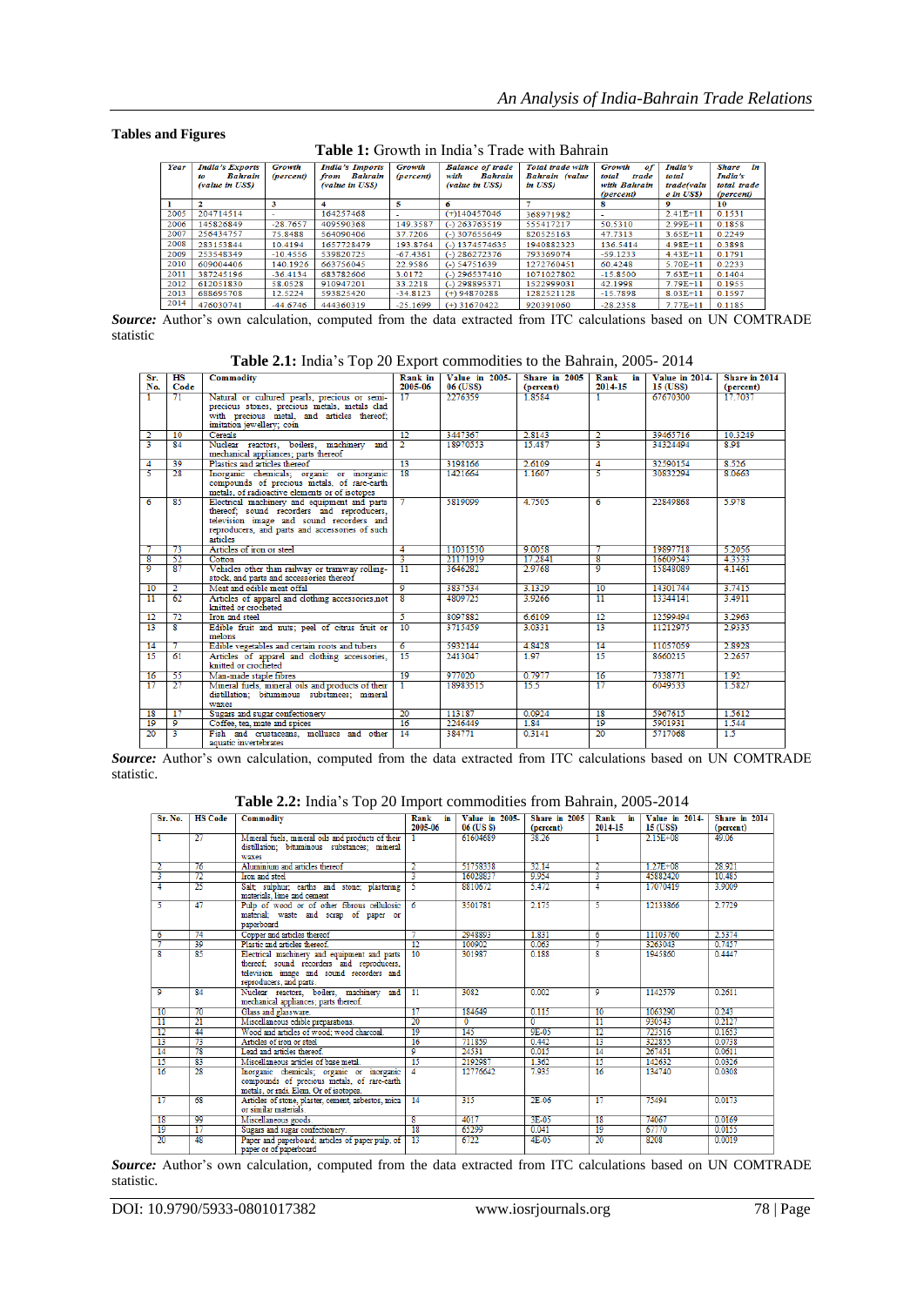## Tables and Figures

**Table 1:** Growth in India's Trade with Bahrain

| Year | India's Exports to Bahrain (value in US$) | Growth (percent) | India's Imports from Bahrain (value in US$) | Growth (percent) | Balance of trade with Bahrain (value in US$) | Total trade with Bahrain (value in US$) | Growth of total trade with Bahrain (percent) | India's total trade(value in US$) | Share in India's total trade (percent) |
|---|---|---|---|---|---|---|---|---|---|
| 1 | 2 | 3 | 4 | 5 | 6 | 7 | 8 | 9 | 10 |
| 2005 | 204714514 | - | 164257468 | - | (+)140457046 | 368971982 | - | 2.41E+11 | 0.1531 |
| 2006 | 145826849 | -28.7657 | 409590368 | 149.3587 | (-) 263763519 | 555417217 | 50.5310 | 2.99E+11 | 0.1858 |
| 2007 | 256434757 | 75.8488 | 564090406 | 37.7206 | (-) 307655649 | 820525163 | 47.7313 | 3.65E+11 | 0.2249 |
| 2008 | 283153844 | 10.4194 | 1657728479 | 193.8764 | (-) 1374574635 | 1940882323 | 136.5414 | 4.98E+11 | 0.3898 |
| 2009 | 253548349 | -10.4556 | 539820725 | -67.4361 | (-) 286272376 | 793369074 | -59.1233 | 4.43E+11 | 0.1791 |
| 2010 | 609004406 | 140.1926 | 663756045 | 22.9586 | (-) 54751639 | 1272760451 | 60.4248 | 5.70E+11 | 0.2233 |
| 2011 | 387245196 | -36.4134 | 683782606 | 3.0172 | (-) 296537410 | 1071027802 | -15.8500 | 7.63E+11 | 0.1404 |
| 2012 | 612051830 | 58.0528 | 910947201 | 33.2218 | (-) 298895371 | 1522999031 | 42.1998 | 7.79E+11 | 0.1955 |
| 2013 | 688695708 | 12.5224 | 593825420 | -34.8123 | (+) 94870288 | 1282521128 | -15.7898 | 8.03E+11 | 0.1597 |
| 2014 | 476030741 | -44.6746 | 444360319 | -25.1699 | (+) 31670422 | 920391060 | -28.2358 | 7.77E+11 | 0.1185 |

***Source:*** Author's own calculation, computed from the data extracted from ITC calculations based on UN COMTRADE statistic

**Table 2.1:** India's Top 20 Export commodities to the Bahrain, 2005- 2014

| Sr. No. | HS Code | Commodity | Rank in 2005-06 | Value in 2005-06 (US$) | Share in 2005 (percent) | Rank in 2014-15 | Value in 2014-15 (US$) | Share in 2014 (percent) |
|---|---|---|---|---|---|---|---|---|
| 1 | 71 | Natural or cultured pearls, precious or semi-precious stones, precious metals, metals clad with precious metal, and articles thereof; imitation jewellery; coin | 17 | 2276359 | 1.8584 | 1 | 67670300 | 17.7037 |
| 2 | 10 | Cereals | 12 | 3447367 | 2.8143 | 2 | 39465716 | 10.3249 |
| 3 | 84 | Nuclear reactors, boilers, machinery and mechanical appliances; parts thereof | 2 | 18970553 | 15.487 | 3 | 34324494 | 8.98 |
| 4 | 39 | Plastics and articles thereof | 13 | 3198166 | 2.6109 | 4 | 32590154 | 8.526 |
| 5 | 28 | Inorganic chemicals; organic or inorganic compounds of precious metals, of rare-earth metals, of radioactive elements or of isotopes | 18 | 1421664 | 1.1607 | 5 | 30832294 | 8.0663 |
| 6 | 85 | Electrical machinery and equipment and parts thereof; sound recorders and reproducers, television image and sound recorders and reproducers, and parts and accessories of such articles | 7 | 5819099 | 4.7505 | 6 | 22849868 | 5.978 |
| 7 | 73 | Articles of iron or steel | 4 | 11031530 | 9.0058 | 7 | 19897718 | 5.2056 |
| 8 | 52 | Cotton | 3 | 21171919 | 17.2841 | 8 | 16609543 | 4.3533 |
| 9 | 87 | Vehicles other than railway or tramway rolling-stock, and parts and accessories thereof | 11 | 3646282 | 2.9768 | 9 | 15848089 | 4.1461 |
| 10 | 2 | Meat and edible meat offal | 9 | 3837534 | 3.1329 | 10 | 14301744 | 3.7415 |
| 11 | 62 | Articles of apparel and clothing accessories,not knitted or crocheted | 8 | 4809725 | 3.9266 | 11 | 13344141 | 3.4911 |
| 12 | 72 | Iron and steel | 5 | 8097882 | 6.6109 | 12 | 12599494 | 3.2963 |
| 13 | 8 | Edible fruit and nuts; peel of citrus fruit or melons | 10 | 3715459 | 3.0331 | 13 | 11212975 | 2.9335 |
| 14 | 7 | Edible vegetables and certain roots and tubers | 6 | 5932144 | 4.8428 | 14 | 11057059 | 2.8928 |
| 15 | 61 | Articles of apparel and clothing accessories, knitted or crocheted | 15 | 2413047 | 1.97 | 15 | 8660215 | 2.2657 |
| 16 | 55 | Man-made staple fibres | 19 | 977020 | 0.7977 | 16 | 7338771 | 1.92 |
| 17 | 27 | Mineral fuels, mineral oils and products of their distillation; bituminous substances; mineral waxes | 1 | 18983515 | 15.5 | 17 | 6049533 | 1.5827 |
| 18 | 17 | Sugars and sugar confectionery | 20 | 113187 | 0.0924 | 18 | 5967615 | 1.5612 |
| 19 | 9 | Coffee, tea, mate and spices | 16 | 2246449 | 1.84 | 19 | 5901931 | 1.544 |
| 20 | 3 | Fish and crustaceans, molluscs and other aquatic invertebrates | 14 | 384771 | 0.3141 | 20 | 5717068 | 1.5 |

***Source:*** Author's own calculation, computed from the data extracted from ITC calculations based on UN COMTRADE statistic.

**Table 2.2:** India's Top 20 Import commodities from Bahrain, 2005-2014

| Sr. No. | HS Code | Commodity | Rank in 2005-06 | Value in 2005-06 (US $) | Share in 2005 (percent) | Rank in 2014-15 | Value in 2014-15 (US$) | Share in 2014 (percent) |
|---|---|---|---|---|---|---|---|---|
| 1 | 27 | Mineral fuels, mineral oils and products of their distillation; bituminous substances; mineral waxes | 1 | 61604689 | 38.26 | 1 | 2.15E+08 | 49.06 |
| 2 | 76 | Aluminium and articles thereof | 2 | 51758338 | 32.14 | 2 | 1.27E+08 | 28.921 |
| 3 | 72 | Iron and steel | 3 | 16028837 | 9.954 | 3 | 45882420 | 10.465 |
| 4 | 25 | Salt; sulphur; earths and stone; plastering materials, lime and cement | 5 | 8810672 | 5.472 | 4 | 17070419 | 3.9009 |
| 5 | 47 | Pulp of wood or of other fibrous cellulosic material; waste and scrap of paper or paperboard | 6 | 3501781 | 2.175 | 5 | 12133866 | 2.7729 |
| 6 | 74 | Copper and articles thereof | 7 | 2948893 | 1.831 | 6 | 11103760 | 2.5374 |
| 7 | 39 | Plastic and articles thereof. | 12 | 100902 | 0.063 | 7 | 3263043 | 0.7457 |
| 8 | 85 | Electrical machinery and equipment and parts thereof; sound recorders and reproducers, television image and sound recorders and reproducers, and parts. | 10 | 301987 | 0.188 | 8 | 1945860 | 0.4447 |
| 9 | 84 | Nuclear reactors, boilers, machinery and mechanical appliances; parts thereof. | 11 | 3082 | 0.002 | 9 | 1142579 | 0.2611 |
| 10 | 70 | Glass and glassware. | 17 | 184649 | 0.115 | 10 | 1063290 | 0.243 |
| 11 | 21 | Miscellaneous edible preparations. | 20 | 0 | 0 | 11 | 930543 | 0.2127 |
| 12 | 44 | Wood and articles of wood; wood charcoal. | 19 | 145 | 9E-05 | 12 | 723516 | 0.1653 |
| 13 | 73 | Articles of iron or steel | 16 | 711859 | 0.442 | 13 | 322855 | 0.0738 |
| 14 | 78 | Lead and articles thereof. | 9 | 24531 | 0.015 | 14 | 267451 | 0.0611 |
| 15 | 83 | Miscellaneous articles of base metal. | 15 | 2192987 | 1.362 | 15 | 142632 | 0.0326 |
| 16 | 28 | Inorganic chemicals; organic or inorganic compounds of precious metals, of rare-earth metals, or radi. Elem. Or of isotopes. | 4 | 12776642 | 7.935 | 16 | 134740 | 0.0308 |
| 17 | 68 | Articles of stone, plaster, cement, asbestos, mica or similar materials. | 14 | 315 | 2E-06 | 17 | 75494 | 0.0173 |
| 18 | 99 | Miscellaneous goods. | 8 | 4017 | 3E-05 | 18 | 74067 | 0.0169 |
| 19 | 17 | Sugars and sugar confectionery. | 18 | 65299 | 0.041 | 19 | 67770 | 0.0155 |
| 20 | 48 | Paper and paperboard; articles of paper pulp, of paper or of paperboard | 13 | 6722 | 4E-05 | 20 | 8208 | 0.0019 |

***Source:*** Author's own calculation, computed from the data extracted from ITC calculations based on UN COMTRADE statistic.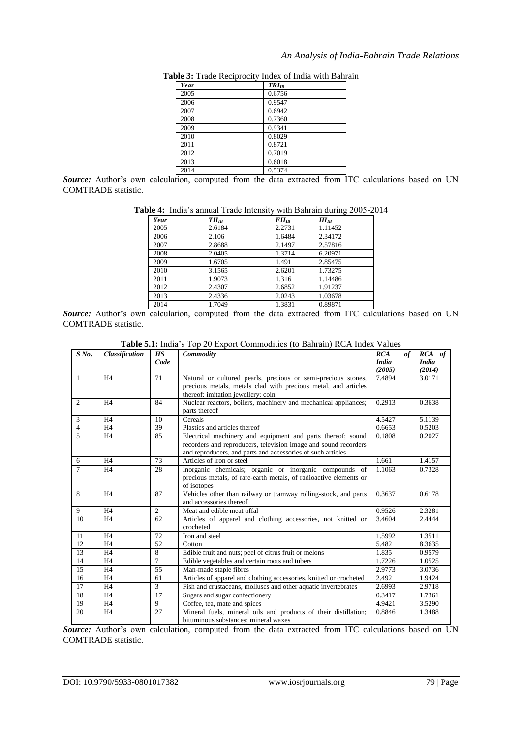**Table 3:** Trade Reciprocity Index of India with Bahrain

| *Year* | $TRI_{IB}$ |
|---|---|
| 2005 | 0.6756 |
| 2006 | 0.9547 |
| 2007 | 0.6942 |
| 2008 | 0.7360 |
| 2009 | 0.9341 |
| 2010 | 0.8029 |
| 2011 | 0.8721 |
| 2012 | 0.7019 |
| 2013 | 0.6018 |
| 2014 | 0.5374 |

***Source:*** Author's own calculation, computed from the data extracted from ITC calculations based on UN COMTRADE statistic.

**Table 4:** India's annual Trade Intensity with Bahrain during 2005-2014

| *Year* | $TII_{IB}$ | $EII_{IB}$ | $III_{IB}$ |
|---|---|---|---|
| 2005 | 2.6184 | 2.2731 | 1.11452 |
| 2006 | 2.106 | 1.6484 | 2.34172 |
| 2007 | 2.8688 | 2.1497 | 2.57816 |
| 2008 | 2.0405 | 1.3714 | 6.20971 |
| 2009 | 1.6705 | 1.491 | 2.85475 |
| 2010 | 3.1565 | 2.6201 | 1.73275 |
| 2011 | 1.9073 | 1.316 | 1.14486 |
| 2012 | 2.4307 | 2.6852 | 1.91237 |
| 2013 | 2.4336 | 2.0243 | 1.03678 |
| 2014 | 1.7049 | 1.3831 | 0.89871 |

***Source:*** Author's own calculation, computed from the data extracted from ITC calculations based on UN COMTRADE statistic.

**Table 5.1:** India's Top 20 Export Commodities (to Bahrain) RCA Index Values

| *S No.* | *Classification* | *HS Code* | *Commodity* | *RCA of India (2005)* | *RCA of India (2014)* |
|---|---|---|---|---|---|
| 1 | H4 | 71 | Natural or cultured pearls, precious or semi-precious stones, precious metals, metals clad with precious metal, and articles thereof; imitation jewellery; coin | 7.4894 | 3.0171 |
| 2 | H4 | 84 | Nuclear reactors, boilers, machinery and mechanical appliances; parts thereof | 0.2913 | 0.3638 |
| 3 | H4 | 10 | Cereals | 4.5427 | 5.1139 |
| 4 | H4 | 39 | Plastics and articles thereof | 0.6653 | 0.5203 |
| 5 | H4 | 85 | Electrical machinery and equipment and parts thereof; sound recorders and reproducers, television image and sound recorders and reproducers, and parts and accessories of such articles | 0.1808 | 0.2027 |
| 6 | H4 | 73 | Articles of iron or steel | 1.661 | 1.4157 |
| 7 | H4 | 28 | Inorganic chemicals; organic or inorganic compounds of precious metals, of rare-earth metals, of radioactive elements or of isotopes | 1.1063 | 0.7328 |
| 8 | H4 | 87 | Vehicles other than railway or tramway rolling-stock, and parts and accessories thereof | 0.3637 | 0.6178 |
| 9 | H4 | 2 | Meat and edible meat offal | 0.9526 | 2.3281 |
| 10 | H4 | 62 | Articles of apparel and clothing accessories, not knitted or crocheted | 3.4604 | 2.4444 |
| 11 | H4 | 72 | Iron and steel | 1.5992 | 1.3511 |
| 12 | H4 | 52 | Cotton | 5.482 | 8.3635 |
| 13 | H4 | 8 | Edible fruit and nuts; peel of citrus fruit or melons | 1.835 | 0.9579 |
| 14 | H4 | 7 | Edible vegetables and certain roots and tubers | 1.7226 | 1.0525 |
| 15 | H4 | 55 | Man-made staple fibres | 2.9773 | 3.0736 |
| 16 | H4 | 61 | Articles of apparel and clothing accessories, knitted or crocheted | 2.492 | 1.9424 |
| 17 | H4 | 3 | Fish and crustaceans, molluscs and other aquatic invertebrates | 2.6993 | 2.9718 |
| 18 | H4 | 17 | Sugars and sugar confectionery | 0.3417 | 1.7361 |
| 19 | H4 | 9 | Coffee, tea, mate and spices | 4.9421 | 3.5290 |
| 20 | H4 | 27 | Mineral fuels, mineral oils and products of their distillation; bituminous substances; mineral waxes | 0.8846 | 1.3488 |

***Source:*** Author's own calculation, computed from the data extracted from ITC calculations based on UN COMTRADE statistic.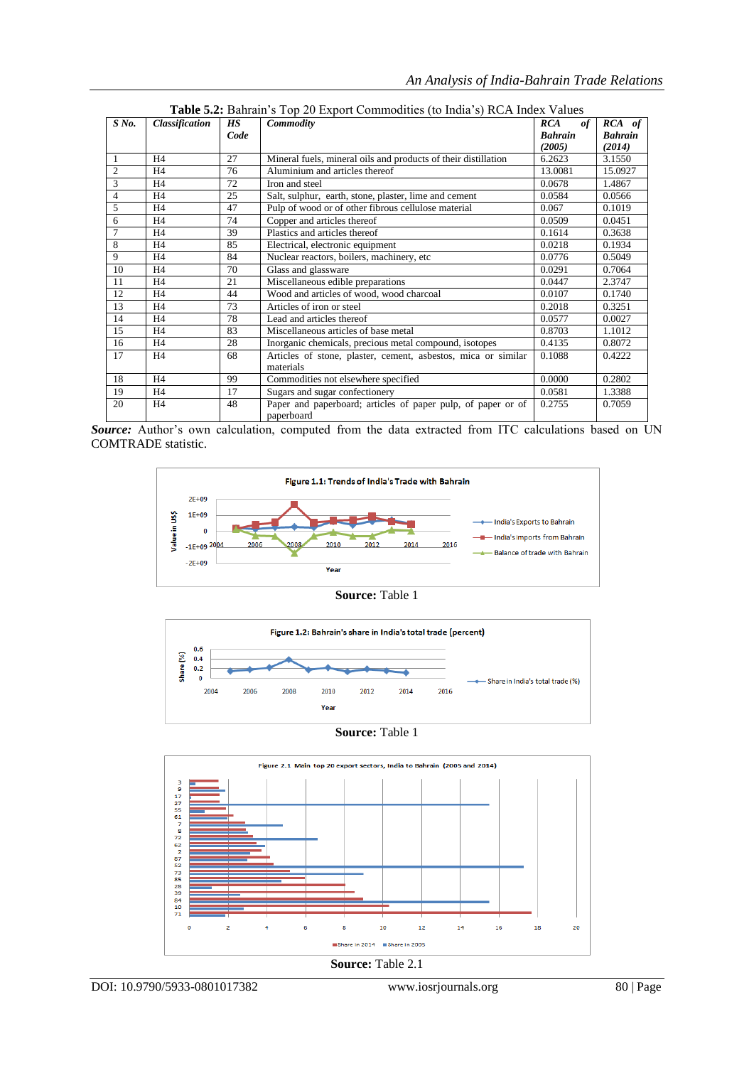**Table 5.2:** Bahrain's Top 20 Export Commodities (to India's) RCA Index Values

| S No. | Classification | HS Code | Commodity | RCA of Bahrain (2005) | RCA of Bahrain (2014) |
|---|---|---|---|---|---|
| 1 | H4 | 27 | Mineral fuels, mineral oils and products of their distillation | 6.2623 | 3.1550 |
| 2 | H4 | 76 | Aluminium and articles thereof | 13.0081 | 15.0927 |
| 3 | H4 | 72 | Iron and steel | 0.0678 | 1.4867 |
| 4 | H4 | 25 | Salt, sulphur, earth, stone, plaster, lime and cement | 0.0584 | 0.0566 |
| 5 | H4 | 47 | Pulp of wood or of other fibrous cellulose material | 0.067 | 0.1019 |
| 6 | H4 | 74 | Copper and articles thereof | 0.0509 | 0.0451 |
| 7 | H4 | 39 | Plastics and articles thereof | 0.1614 | 0.3638 |
| 8 | H4 | 85 | Electrical, electronic equipment | 0.0218 | 0.1934 |
| 9 | H4 | 84 | Nuclear reactors, boilers, machinery, etc | 0.0776 | 0.5049 |
| 10 | H4 | 70 | Glass and glassware | 0.0291 | 0.7064 |
| 11 | H4 | 21 | Miscellaneous edible preparations | 0.0447 | 2.3747 |
| 12 | H4 | 44 | Wood and articles of wood, wood charcoal | 0.0107 | 0.1740 |
| 13 | H4 | 73 | Articles of iron or steel | 0.2018 | 0.3251 |
| 14 | H4 | 78 | Lead and articles thereof | 0.0577 | 0.0027 |
| 15 | H4 | 83 | Miscellaneous articles of base metal | 0.8703 | 1.1012 |
| 16 | H4 | 28 | Inorganic chemicals, precious metal compound, isotopes | 0.4135 | 0.8072 |
| 17 | H4 | 68 | Articles of stone, plaster, cement, asbestos, mica or similar materials | 0.1088 | 0.4222 |
| 18 | H4 | 99 | Commodities not elsewhere specified | 0.0000 | 0.2802 |
| 19 | H4 | 17 | Sugars and sugar confectionery | 0.0581 | 1.3388 |
| 20 | H4 | 48 | Paper and paperboard; articles of paper pulp, of paper or of paperboard | 0.2755 | 0.7059 |

***Source:*** Author's own calculation, computed from the data extracted from ITC calculations based on UN COMTRADE statistic.

**Source:** Table 1

**Source:** Table 1

**Source:** Table 2.1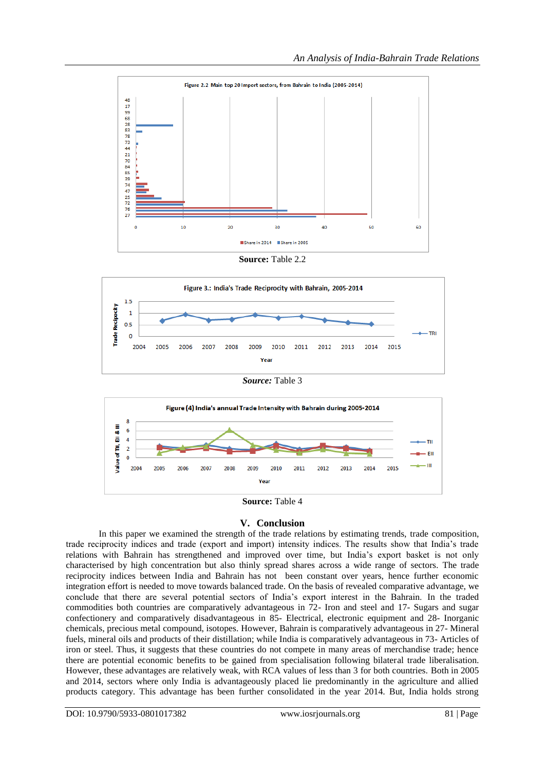Figure 2.2 Main top 20 Import sectors, from Bahrain to India (2005-2014)

**Source:** Table 2.2

Figure 3.: India's Trade Reciprocity with Bahrain, 2005-2014

***Source:*** Table 3

Figure (4) India's annual Trade Intensity with Bahrain during 2005-2014

**Source:** Table 4

## V. Conclusion

In this paper we examined the strength of the trade relations by estimating trends, trade composition, trade reciprocity indices and trade (export and import) intensity indices. The results show that India's trade relations with Bahrain has strengthened and improved over time, but India's export basket is not only characterised by high concentration but also thinly spread shares across a wide range of sectors. The trade reciprocity indices between India and Bahrain has not been constant over years, hence further economic integration effort is needed to move towards balanced trade. On the basis of revealed comparative advantage, we conclude that there are several potential sectors of India's export interest in the Bahrain. In the traded commodities both countries are comparatively advantageous in 72- Iron and steel and 17- Sugars and sugar confectionery and comparatively disadvantageous in 85- Electrical, electronic equipment and 28- Inorganic chemicals, precious metal compound, isotopes. However, Bahrain is comparatively advantageous in 27- Mineral fuels, mineral oils and products of their distillation; while India is comparatively advantageous in 73- Articles of iron or steel. Thus, it suggests that these countries do not compete in many areas of merchandise trade; hence there are potential economic benefits to be gained from specialisation following bilateral trade liberalisation. However, these advantages are relatively weak, with RCA values of less than 3 for both countries. Both in 2005 and 2014, sectors where only India is advantageously placed lie predominantly in the agriculture and allied products category. This advantage has been further consolidated in the year 2014. But, India holds strong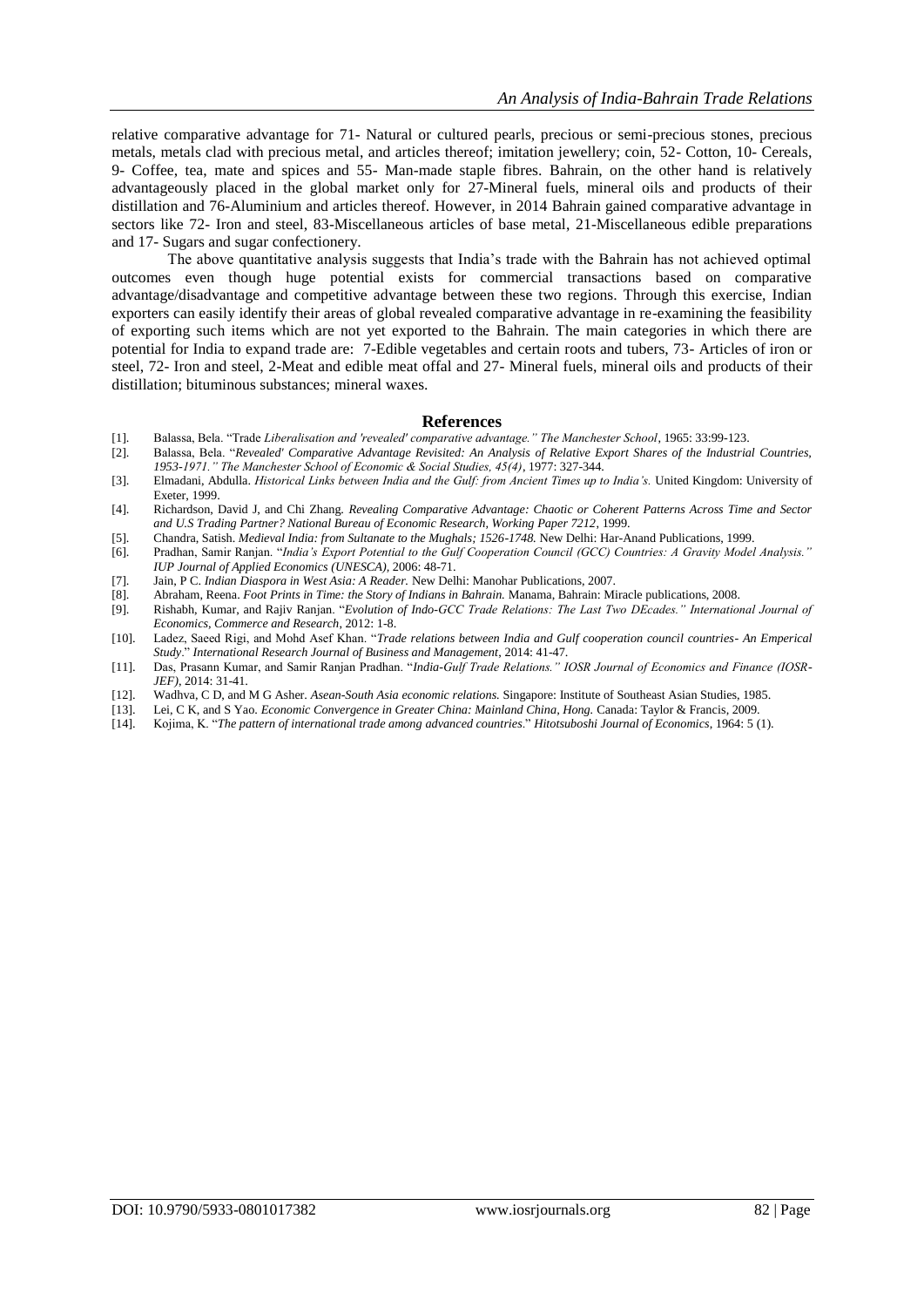relative comparative advantage for 71- Natural or cultured pearls, precious or semi-precious stones, precious metals, metals clad with precious metal, and articles thereof; imitation jewellery; coin, 52- Cotton, 10- Cereals, 9- Coffee, tea, mate and spices and 55- Man-made staple fibres. Bahrain, on the other hand is relatively advantageously placed in the global market only for 27-Mineral fuels, mineral oils and products of their distillation and 76-Aluminium and articles thereof. However, in 2014 Bahrain gained comparative advantage in sectors like 72- Iron and steel, 83-Miscellaneous articles of base metal, 21-Miscellaneous edible preparations and 17- Sugars and sugar confectionery.

The above quantitative analysis suggests that India's trade with the Bahrain has not achieved optimal outcomes even though huge potential exists for commercial transactions based on comparative advantage/disadvantage and competitive advantage between these two regions. Through this exercise, Indian exporters can easily identify their areas of global revealed comparative advantage in re-examining the feasibility of exporting such items which are not yet exported to the Bahrain. The main categories in which there are potential for India to expand trade are: 7-Edible vegetables and certain roots and tubers, 73- Articles of iron or steel, 72- Iron and steel, 2-Meat and edible meat offal and 27- Mineral fuels, mineral oils and products of their distillation; bituminous substances; mineral waxes.

## References

[1]. Balassa, Bela. "Trade *Liberalisation and 'revealed' comparative advantage." The Manchester School*, 1965: 33:99-123.

[2]. Balassa, Bela. "*Revealed' Comparative Advantage Revisited: An Analysis of Relative Export Shares of the Industrial Countries, 1953-1971." The Manchester School of Economic & Social Studies, 45(4)*, 1977: 327-344.

[3]. Elmadani, Abdulla. *Historical Links between India and the Gulf: from Ancient Times up to India's.* United Kingdom: University of Exeter, 1999.

[4]. Richardson, David J, and Chi Zhang. *Revealing Comparative Advantage: Chaotic or Coherent Patterns Across Time and Sector and U.S Trading Partner? National Bureau of Economic Research, Working Paper 7212*, 1999.

[5]. Chandra, Satish. *Medieval India: from Sultanate to the Mughals; 1526-1748.* New Delhi: Har-Anand Publications, 1999.

[6]. Pradhan, Samir Ranjan. "*India's Export Potential to the Gulf Cooperation Council (GCC) Countries: A Gravity Model Analysis." IUP Journal of Applied Economics (UNESCA)*, 2006: 48-71.

[7]. Jain, P C. *Indian Diaspora in West Asia: A Reader.* New Delhi: Manohar Publications, 2007.

[8]. Abraham, Reena. *Foot Prints in Time: the Story of Indians in Bahrain.* Manama, Bahrain: Miracle publications, 2008.

[9]. Rishabh, Kumar, and Rajiv Ranjan. "*Evolution of Indo-GCC Trade Relations: The Last Two DEcades." International Journal of Economics, Commerce and Research*, 2012: 1-8.

[10]. Ladez, Saeed Rigi, and Mohd Asef Khan. "*Trade relations between India and Gulf cooperation council countries- An Emperical Study*." *International Research Journal of Business and Management*, 2014: 41-47.

[11]. Das, Prasann Kumar, and Samir Ranjan Pradhan. "*India-Gulf Trade Relations." IOSR Journal of Economics and Finance (IOSR-JEF)*, 2014: 31-41.

[12]. Wadhva, C D, and M G Asher. *Asean-South Asia economic relations.* Singapore: Institute of Southeast Asian Studies, 1985.

[13]. Lei, C K, and S Yao. *Economic Convergence in Greater China: Mainland China, Hong.* Canada: Taylor & Francis, 2009.

[14]. Kojima, K. "*The pattern of international trade among advanced countries*." *Hitotsuboshi Journal of Economics*, 1964: 5 (1).